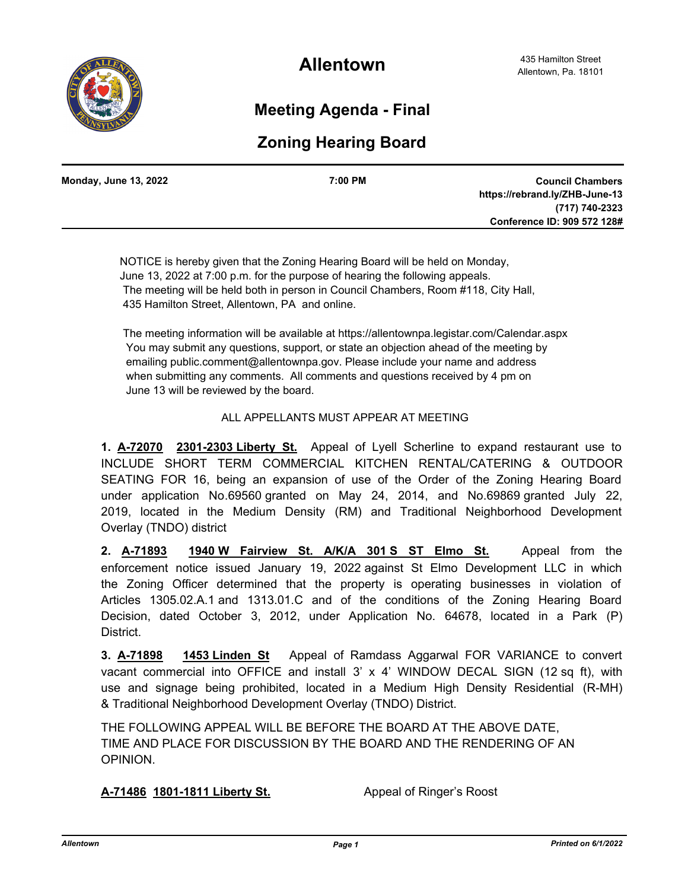# Allentown

435 Hamilton Street
Allentown, Pa. 18101

## Meeting Agenda - Final

## Zoning Hearing Board

**Monday, June 13, 2022** **7:00 PM** **Council Chambers**
**https://rebrand.ly/ZHB-June-13**
**(717) 740-2323**
**Conference ID: 909 572 128#**

NOTICE is hereby given that the Zoning Hearing Board will be held on Monday, June 13, 2022 at 7:00 p.m. for the purpose of hearing the following appeals. The meeting will be held both in person in Council Chambers, Room #118, City Hall, 435 Hamilton Street, Allentown, PA and online.

The meeting information will be available at https://allentownpa.legistar.com/Calendar.aspx You may submit any questions, support, or state an objection ahead of the meeting by emailing public.comment@allentownpa.gov. Please include your name and address when submitting any comments. All comments and questions received by 4 pm on June 13 will be reviewed by the board.

ALL APPELLANTS MUST APPEAR AT MEETING

**1. A-72070 2301-2303 Liberty St.** Appeal of Lyell Scherline to expand restaurant use to INCLUDE SHORT TERM COMMERCIAL KITCHEN RENTAL/CATERING & OUTDOOR SEATING FOR 16, being an expansion of use of the Order of the Zoning Hearing Board under application No.69560 granted on May 24, 2014, and No.69869 granted July 22, 2019, located in the Medium Density (RM) and Traditional Neighborhood Development Overlay (TNDO) district

**2. A-71893 1940 W Fairview St. A/K/A 301 S ST Elmo St.** Appeal from the enforcement notice issued January 19, 2022 against St Elmo Development LLC in which the Zoning Officer determined that the property is operating businesses in violation of Articles 1305.02.A.1 and 1313.01.C and of the conditions of the Zoning Hearing Board Decision, dated October 3, 2012, under Application No. 64678, located in a Park (P) District.

**3. A-71898 1453 Linden St** Appeal of Ramdass Aggarwal FOR VARIANCE to convert vacant commercial into OFFICE and install 3' x 4' WINDOW DECAL SIGN (12 sq ft), with use and signage being prohibited, located in a Medium High Density Residential (R-MH) & Traditional Neighborhood Development Overlay (TNDO) District.

THE FOLLOWING APPEAL WILL BE BEFORE THE BOARD AT THE ABOVE DATE, TIME AND PLACE FOR DISCUSSION BY THE BOARD AND THE RENDERING OF AN OPINION.

**A-71486 1801-1811 Liberty St.** Appeal of Ringer's Roost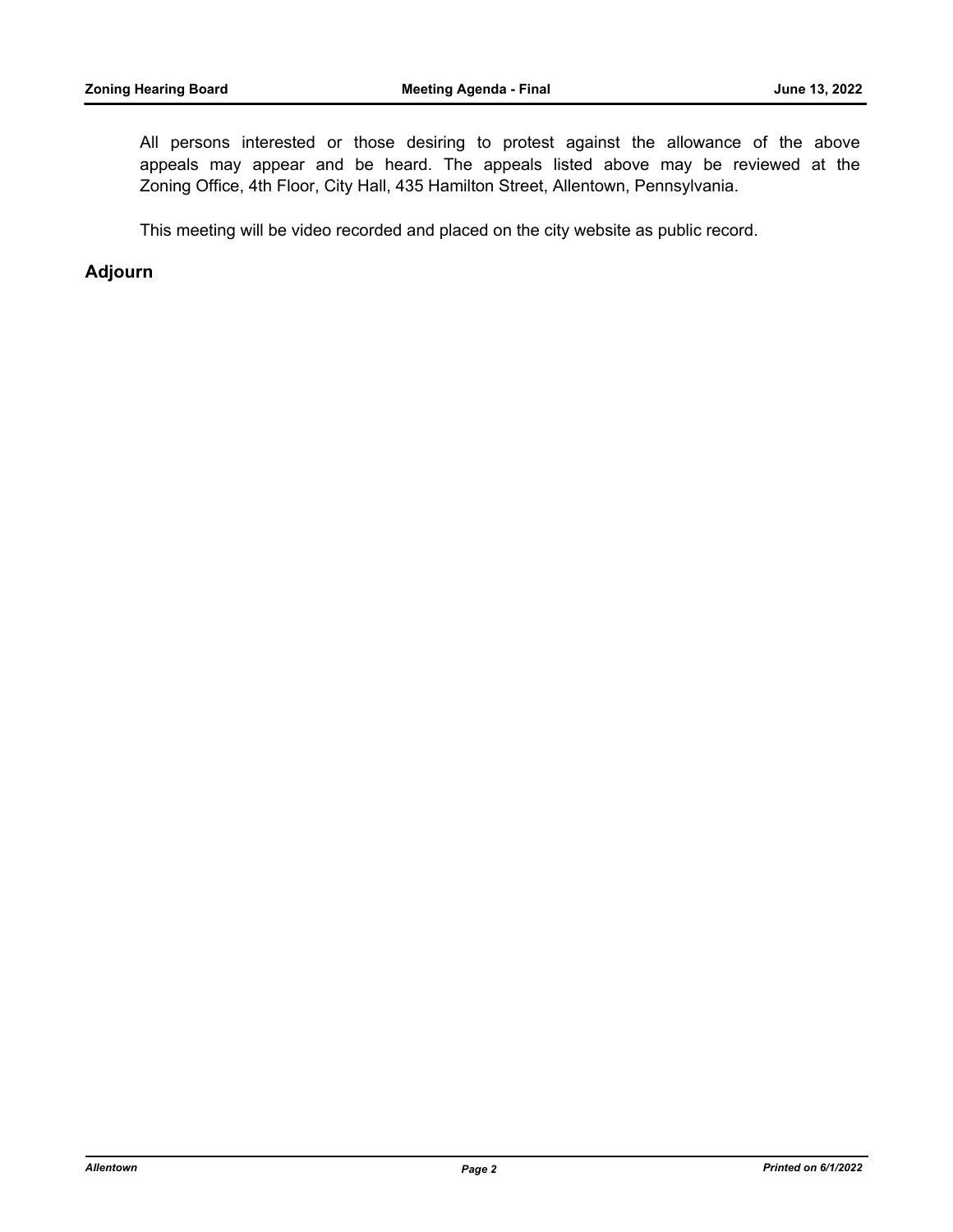All persons interested or those desiring to protest against the allowance of the above appeals may appear and be heard. The appeals listed above may be reviewed at the Zoning Office, 4th Floor, City Hall, 435 Hamilton Street, Allentown, Pennsylvania.

This meeting will be video recorded and placed on the city website as public record.

## Adjourn